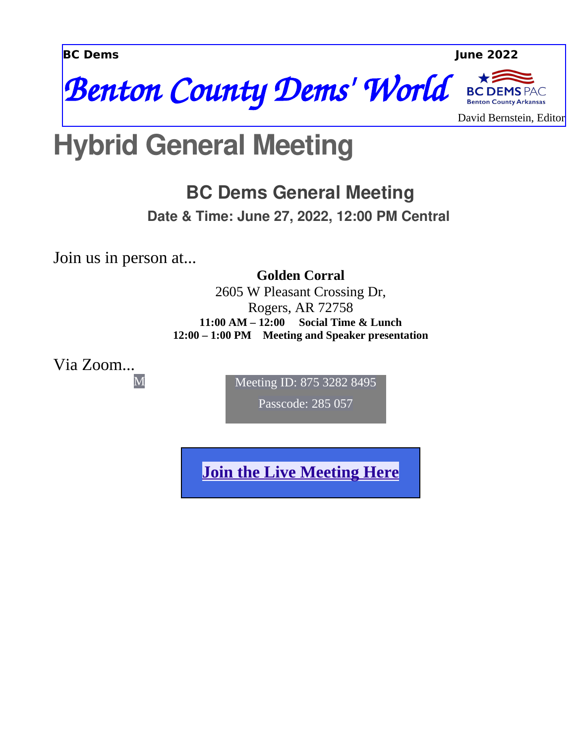**BC Dems** **June 2022**

# *Benton County Dems' World*

BC DEMS PAC
Benton County Arkansas

David Bernstein, Editor

# Hybrid General Meeting

## BC Dems General Meeting

### Date & Time: June 27, 2022, 12:00 PM Central

Join us in person at...

**Golden Corral**
2605 W Pleasant Crossing Dr,
Rogers, AR 72758
**11:00 AM – 12:00 Social Time & Lunch**
**12:00 – 1:00 PM Meeting and Speaker presentation**

Via Zoom...

M

Meeting ID: 875 3282 8495

Passcode: 285 057

**Join the Live Meeting Here**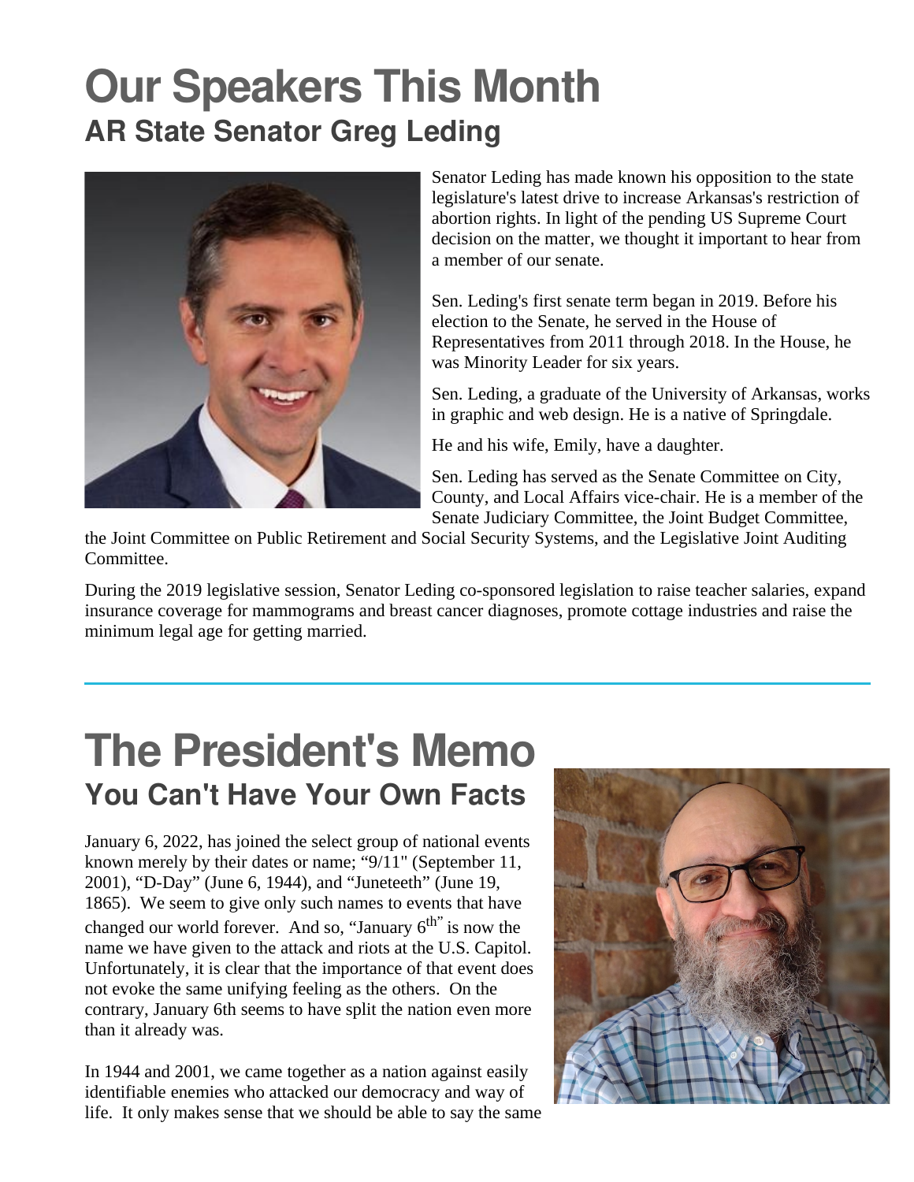# Our Speakers This Month

## AR State Senator Greg Leding

Senator Leding has made known his opposition to the state legislature's latest drive to increase Arkansas's restriction of abortion rights. In light of the pending US Supreme Court decision on the matter, we thought it important to hear from a member of our senate.

Sen. Leding's first senate term began in 2019. Before his election to the Senate, he served in the House of Representatives from 2011 through 2018. In the House, he was Minority Leader for six years.

Sen. Leding, a graduate of the University of Arkansas, works in graphic and web design. He is a native of Springdale.

He and his wife, Emily, have a daughter.

Sen. Leding has served as the Senate Committee on City, County, and Local Affairs vice-chair. He is a member of the Senate Judiciary Committee, the Joint Budget Committee, the Joint Committee on Public Retirement and Social Security Systems, and the Legislative Joint Auditing Committee.

During the 2019 legislative session, Senator Leding co-sponsored legislation to raise teacher salaries, expand insurance coverage for mammograms and breast cancer diagnoses, promote cottage industries and raise the minimum legal age for getting married.

---

# The President's Memo

## You Can't Have Your Own Facts

January 6, 2022, has joined the select group of national events known merely by their dates or name; "9/11" (September 11, 2001), "D-Day" (June 6, 1944), and "Juneteeth" (June 19, 1865). We seem to give only such names to events that have changed our world forever. And so, "January 6th" is now the name we have given to the attack and riots at the U.S. Capitol. Unfortunately, it is clear that the importance of that event does not evoke the same unifying feeling as the others. On the contrary, January 6th seems to have split the nation even more than it already was.

In 1944 and 2001, we came together as a nation against easily identifiable enemies who attacked our democracy and way of life. It only makes sense that we should be able to say the same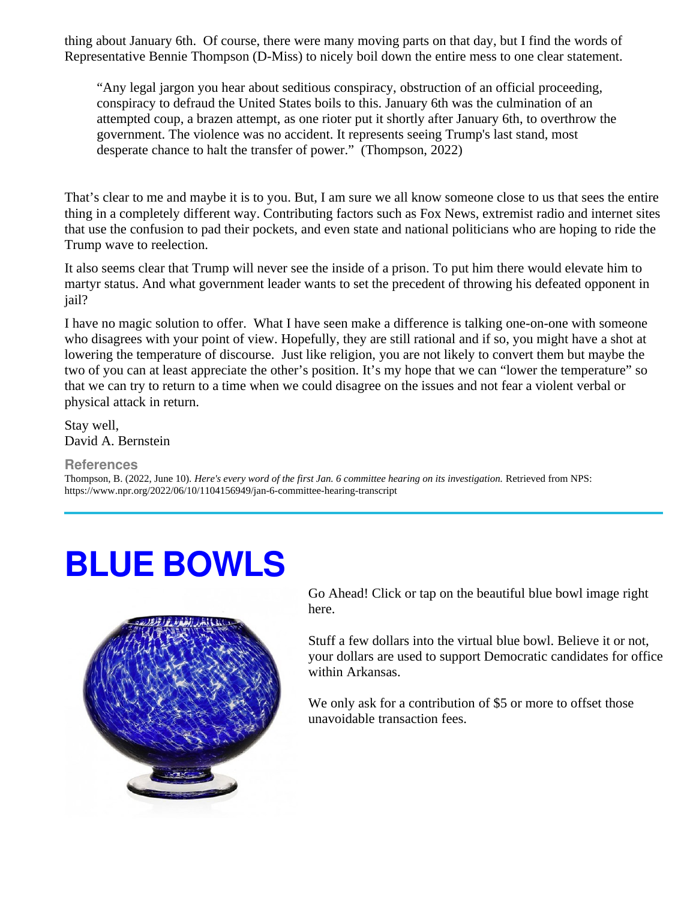thing about January 6th. Of course, there were many moving parts on that day, but I find the words of Representative Bennie Thompson (D-Miss) to nicely boil down the entire mess to one clear statement.

> "Any legal jargon you hear about seditious conspiracy, obstruction of an official proceeding, conspiracy to defraud the United States boils to this. January 6th was the culmination of an attempted coup, a brazen attempt, as one rioter put it shortly after January 6th, to overthrow the government. The violence was no accident. It represents seeing Trump's last stand, most desperate chance to halt the transfer of power." (Thompson, 2022)

That's clear to me and maybe it is to you. But, I am sure we all know someone close to us that sees the entire thing in a completely different way. Contributing factors such as Fox News, extremist radio and internet sites that use the confusion to pad their pockets, and even state and national politicians who are hoping to ride the Trump wave to reelection.

It also seems clear that Trump will never see the inside of a prison. To put him there would elevate him to martyr status. And what government leader wants to set the precedent of throwing his defeated opponent in jail?

I have no magic solution to offer. What I have seen make a difference is talking one-on-one with someone who disagrees with your point of view. Hopefully, they are still rational and if so, you might have a shot at lowering the temperature of discourse. Just like religion, you are not likely to convert them but maybe the two of you can at least appreciate the other's position. It's my hope that we can "lower the temperature" so that we can try to return to a time when we could disagree on the issues and not fear a violent verbal or physical attack in return.

Stay well,
David A. Bernstein

**References**

Thompson, B. (2022, June 10). *Here's every word of the first Jan. 6 committee hearing on its investigation.* Retrieved from NPS: https://www.npr.org/2022/06/10/1104156949/jan-6-committee-hearing-transcript

---

# BLUE BOWLS

Go Ahead! Click or tap on the beautiful blue bowl image right here.

Stuff a few dollars into the virtual blue bowl. Believe it or not, your dollars are used to support Democratic candidates for office within Arkansas.

We only ask for a contribution of $5 or more to offset those unavoidable transaction fees.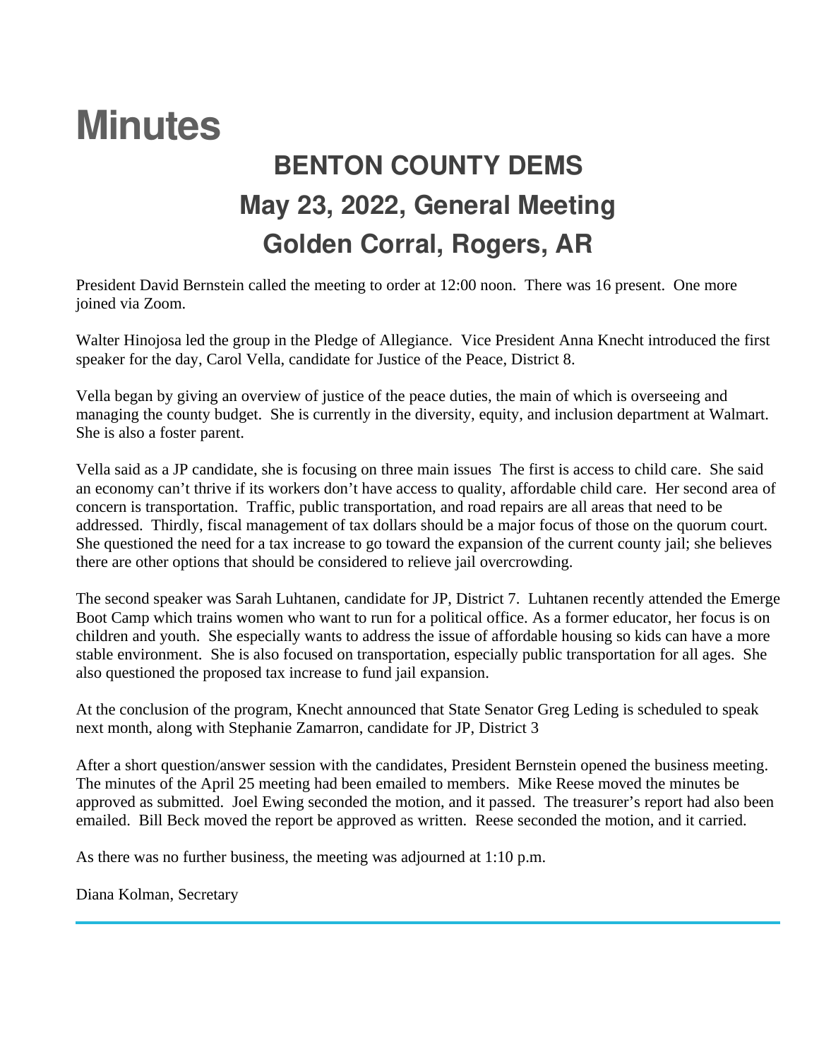# Minutes

## BENTON COUNTY DEMS
## May 23, 2022, General Meeting
## Golden Corral, Rogers, AR

President David Bernstein called the meeting to order at 12:00 noon. There was 16 present. One more joined via Zoom.

Walter Hinojosa led the group in the Pledge of Allegiance. Vice President Anna Knecht introduced the first speaker for the day, Carol Vella, candidate for Justice of the Peace, District 8.

Vella began by giving an overview of justice of the peace duties, the main of which is overseeing and managing the county budget. She is currently in the diversity, equity, and inclusion department at Walmart. She is also a foster parent.

Vella said as a JP candidate, she is focusing on three main issues The first is access to child care. She said an economy can't thrive if its workers don't have access to quality, affordable child care. Her second area of concern is transportation. Traffic, public transportation, and road repairs are all areas that need to be addressed. Thirdly, fiscal management of tax dollars should be a major focus of those on the quorum court. She questioned the need for a tax increase to go toward the expansion of the current county jail; she believes there are other options that should be considered to relieve jail overcrowding.

The second speaker was Sarah Luhtanen, candidate for JP, District 7. Luhtanen recently attended the Emerge Boot Camp which trains women who want to run for a political office. As a former educator, her focus is on children and youth. She especially wants to address the issue of affordable housing so kids can have a more stable environment. She is also focused on transportation, especially public transportation for all ages. She also questioned the proposed tax increase to fund jail expansion.

At the conclusion of the program, Knecht announced that State Senator Greg Leding is scheduled to speak next month, along with Stephanie Zamarron, candidate for JP, District 3

After a short question/answer session with the candidates, President Bernstein opened the business meeting. The minutes of the April 25 meeting had been emailed to members. Mike Reese moved the minutes be approved as submitted. Joel Ewing seconded the motion, and it passed. The treasurer's report had also been emailed. Bill Beck moved the report be approved as written. Reese seconded the motion, and it carried.

As there was no further business, the meeting was adjourned at 1:10 p.m.

Diana Kolman, Secretary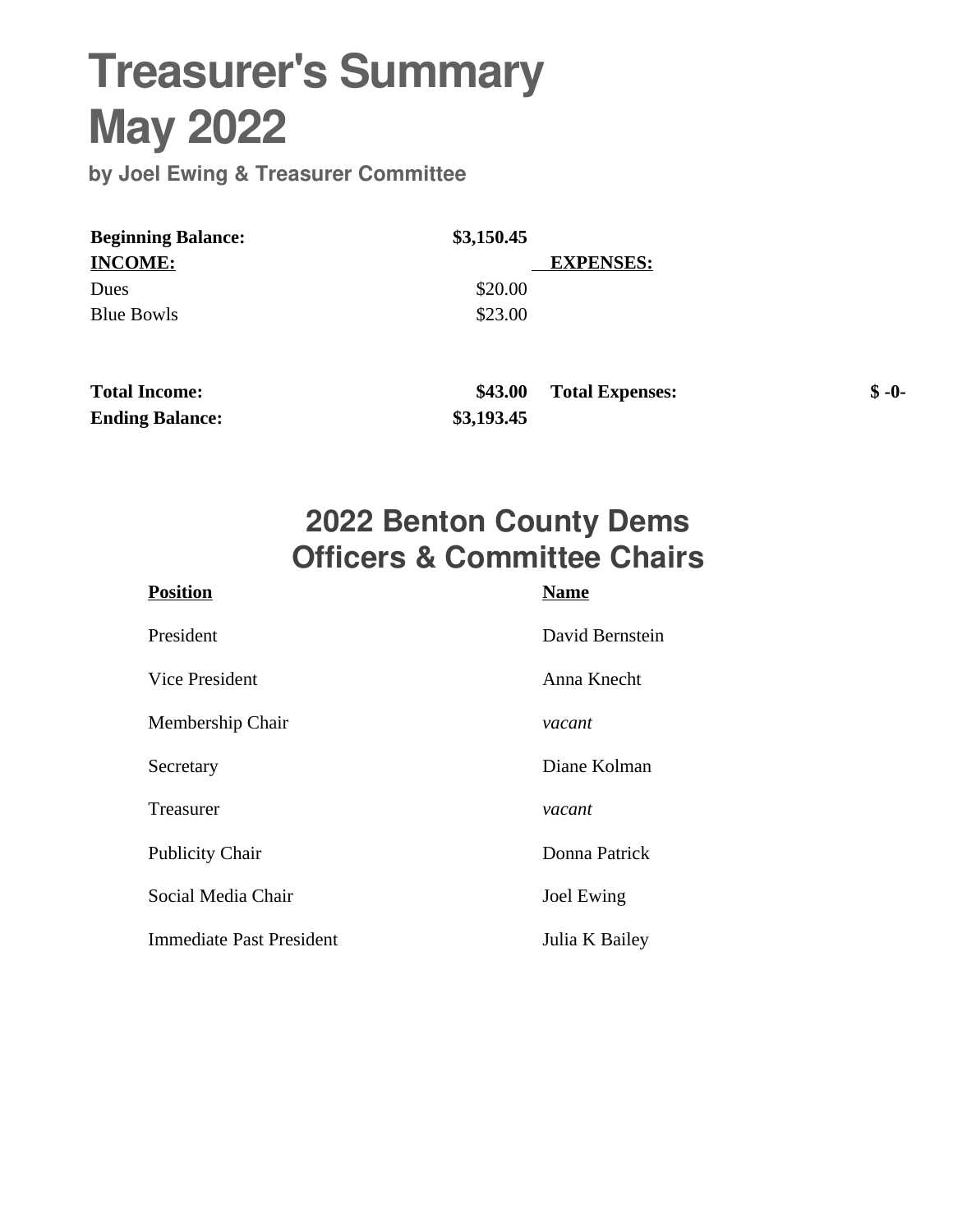# Treasurer's Summary May 2022

**by Joel Ewing & Treasurer Committee**

| | | | |
|---|---|---|---|
| **Beginning Balance:** | **$3,150.45** | | |
| **INCOME:** | | **EXPENSES:** | |
| Dues | $20.00 | | |
| Blue Bowls | $23.00 | | |
| **Total Income:** | **$43.00** | **Total Expenses:** | **$ -0-** |
| **Ending Balance:** | **$3,193.45** | | |

## 2022 Benton County Dems Officers & Committee Chairs

| Position | Name |
|---|---|
| President | David Bernstein |
| Vice President | Anna Knecht |
| Membership Chair | *vacant* |
| Secretary | Diane Kolman |
| Treasurer | *vacant* |
| Publicity Chair | Donna Patrick |
| Social Media Chair | Joel Ewing |
| Immediate Past President | Julia K Bailey |